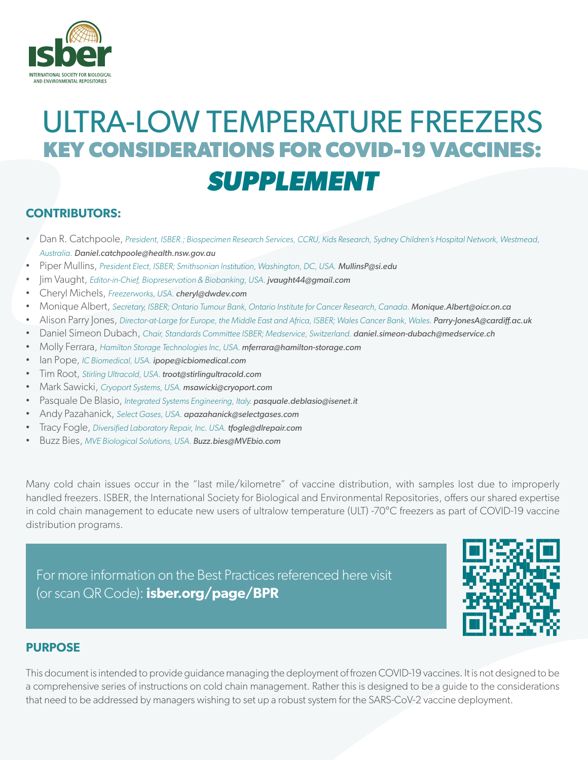isber

INTERNATIONAL SOCIETY FOR BIOLOGICAL AND ENVIRONMENTAL REPOSITORIES

# ULTRA-LOW TEMPERATURE FREEZERS
# KEY CONSIDERATIONS FOR COVID-19 VACCINES: *SUPPLEMENT*

## CONTRIBUTORS:

- Dan R. Catchpoole, *President, ISBER.; Biospecimen Research Services, CCRU, Kids Research, Sydney Children's Hospital Network, Westmead, Australia.* ***Daniel.catchpoole@health.nsw.gov.au***
- Piper Mullins, *President Elect, ISBER; Smithsonian Institution, Washington, DC, USA.* ***MullinsP@si.edu***
- Jim Vaught, *Editor-in-Chief, Biopreservation & Biobanking, USA.* ***jvaught44@gmail.com***
- Cheryl Michels, *Freezerworks, USA.* ***cheryl@dwdev.com***
- Monique Albert, *Secretary, ISBER; Ontario Tumour Bank, Ontario Institute for Cancer Research, Canada.* ***Monique.Albert@oicr.on.ca***
- Alison Parry Jones, *Director-at-Large for Europe, the Middle East and Africa, ISBER; Wales Cancer Bank, Wales.* ***Parry-JonesA@cardiff.ac.uk***
- Daniel Simeon Dubach, *Chair, Standards Committee ISBER; Medservice, Switzerland.* ***daniel.simeon-dubach@medservice.ch***
- Molly Ferrara, *Hamilton Storage Technologies Inc, USA.* ***mferrara@hamilton-storage.com***
- Ian Pope, *IC Biomedical, USA.* ***ipope@icbiomedical.com***
- Tim Root, *Stirling Ultracold, USA.* ***troot@stirlingultracold.com***
- Mark Sawicki, *Cryoport Systems, USA.* ***msawicki@cryoport.com***
- Pasquale De Blasio, *Integrated Systems Engineering, Italy.* ***pasquale.deblasio@isenet.it***
- Andy Pazahanick, *Select Gases, USA.* ***apazahanick@selectgases.com***
- Tracy Fogle, *Diversified Laboratory Repair, Inc. USA.* ***tfogle@dlrepair.com***
- Buzz Bies, *MVE Biological Solutions, USA.* ***Buzz.bies@MVEbio.com***

Many cold chain issues occur in the "last mile/kilometre" of vaccine distribution, with samples lost due to improperly handled freezers. ISBER, the International Society for Biological and Environmental Repositories, offers our shared expertise in cold chain management to educate new users of ultralow temperature (ULT) -70°C freezers as part of COVID-19 vaccine distribution programs.

For more information on the Best Practices referenced here visit (or scan QR Code): **isber.org/page/BPR**

## PURPOSE

This document is intended to provide guidance managing the deployment of frozen COVID-19 vaccines. It is not designed to be a comprehensive series of instructions on cold chain management. Rather this is designed to be a guide to the considerations that need to be addressed by managers wishing to set up a robust system for the SARS-CoV-2 vaccine deployment.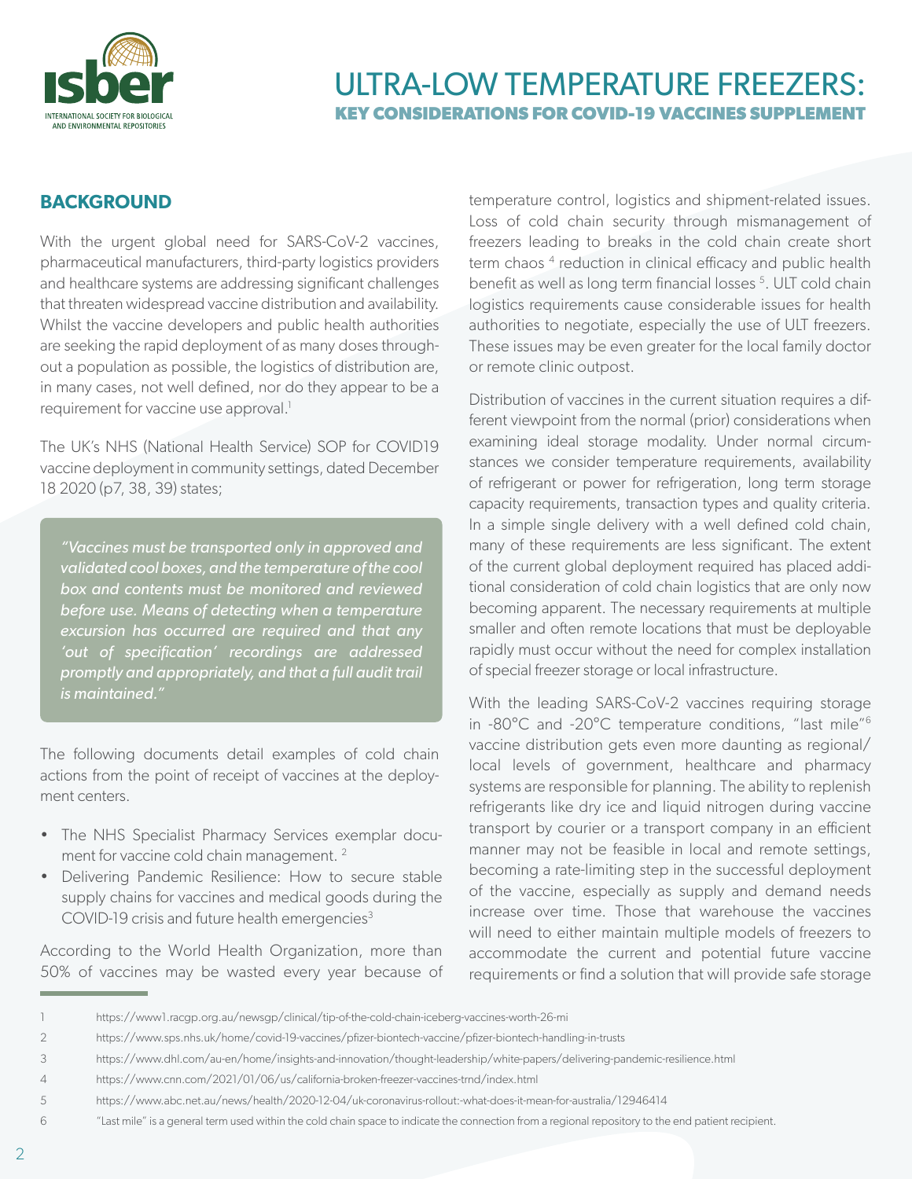# ULTRA-LOW TEMPERATURE FREEZERS:

**KEY CONSIDERATIONS FOR COVID-19 VACCINES SUPPLEMENT**

## BACKGROUND

With the urgent global need for SARS-CoV-2 vaccines, pharmaceutical manufacturers, third-party logistics providers and healthcare systems are addressing significant challenges that threaten widespread vaccine distribution and availability. Whilst the vaccine developers and public health authorities are seeking the rapid deployment of as many doses throughout a population as possible, the logistics of distribution are, in many cases, not well defined, nor do they appear to be a requirement for vaccine use approval.[1]

The UK's NHS (National Health Service) SOP for COVID19 vaccine deployment in community settings, dated December 18 2020 (p7, 38, 39) states;

> *"Vaccines must be transported only in approved and validated cool boxes, and the temperature of the cool box and contents must be monitored and reviewed before use. Means of detecting when a temperature excursion has occurred are required and that any 'out of specification' recordings are addressed promptly and appropriately, and that a full audit trail is maintained."*

The following documents detail examples of cold chain actions from the point of receipt of vaccines at the deployment centers.

- The NHS Specialist Pharmacy Services exemplar document for vaccine cold chain management. [2]
- Delivering Pandemic Resilience: How to secure stable supply chains for vaccines and medical goods during the COVID-19 crisis and future health emergencies[3]

According to the World Health Organization, more than 50% of vaccines may be wasted every year because of temperature control, logistics and shipment-related issues. Loss of cold chain security through mismanagement of freezers leading to breaks in the cold chain create short term chaos [4] reduction in clinical efficacy and public health benefit as well as long term financial losses [5]. ULT cold chain logistics requirements cause considerable issues for health authorities to negotiate, especially the use of ULT freezers. These issues may be even greater for the local family doctor or remote clinic outpost.

Distribution of vaccines in the current situation requires a different viewpoint from the normal (prior) considerations when examining ideal storage modality. Under normal circumstances we consider temperature requirements, availability of refrigerant or power for refrigeration, long term storage capacity requirements, transaction types and quality criteria. In a simple single delivery with a well defined cold chain, many of these requirements are less significant. The extent of the current global deployment required has placed additional consideration of cold chain logistics that are only now becoming apparent. The necessary requirements at multiple smaller and often remote locations that must be deployable rapidly must occur without the need for complex installation of special freezer storage or local infrastructure.

With the leading SARS-CoV-2 vaccines requiring storage in -80°C and -20°C temperature conditions, "last mile"[6] vaccine distribution gets even more daunting as regional/local levels of government, healthcare and pharmacy systems are responsible for planning. The ability to replenish refrigerants like dry ice and liquid nitrogen during vaccine transport by courier or a transport company in an efficient manner may not be feasible in local and remote settings, becoming a rate-limiting step in the successful deployment of the vaccine, especially as supply and demand needs increase over time. Those that warehouse the vaccines will need to either maintain multiple models of freezers to accommodate the current and potential future vaccine requirements or find a solution that will provide safe storage

---

1 https://www1.racgp.org.au/newsgp/clinical/tip-of-the-cold-chain-iceberg-vaccines-worth-26-mi

2 https://www.sps.nhs.uk/home/covid-19-vaccines/pfizer-biontech-vaccine/pfizer-biontech-handling-in-trusts

3 https://www.dhl.com/au-en/home/insights-and-innovation/thought-leadership/white-papers/delivering-pandemic-resilience.html

4 https://www.cnn.com/2021/01/06/us/california-broken-freezer-vaccines-trnd/index.html

5 https://www.abc.net.au/news/health/2020-12-04/uk-coronavirus-rollout:-what-does-it-mean-for-australia/12946414

6 "Last mile" is a general term used within the cold chain space to indicate the connection from a regional repository to the end patient recipient.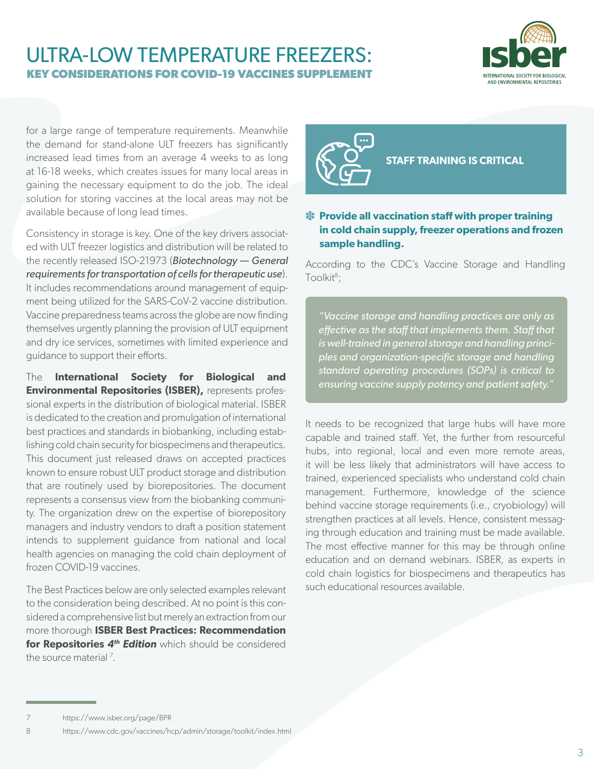for a large range of temperature requirements. Meanwhile the demand for stand-alone ULT freezers has significantly increased lead times from an average 4 weeks to as long at 16-18 weeks, which creates issues for many local areas in gaining the necessary equipment to do the job. The ideal solution for storing vaccines at the local areas may not be available because of long lead times.

Consistency in storage is key. One of the key drivers associated with ULT freezer logistics and distribution will be related to the recently released ISO-21973 (*Biotechnology — General requirements for transportation of cells for therapeutic use*). It includes recommendations around management of equipment being utilized for the SARS-CoV-2 vaccine distribution. Vaccine preparedness teams across the globe are now finding themselves urgently planning the provision of ULT equipment and dry ice services, sometimes with limited experience and guidance to support their efforts.

The **International Society for Biological and Environmental Repositories (ISBER),** represents professional experts in the distribution of biological material. ISBER is dedicated to the creation and promulgation of international best practices and standards in biobanking, including establishing cold chain security for biospecimens and therapeutics. This document just released draws on accepted practices known to ensure robust ULT product storage and distribution that are routinely used by biorepositories. The document represents a consensus view from the biobanking community. The organization drew on the expertise of biorepository managers and industry vendors to draft a position statement intends to supplement guidance from national and local health agencies on managing the cold chain deployment of frozen COVID-19 vaccines.

The Best Practices below are only selected examples relevant to the consideration being described. At no point is this considered a comprehensive list but merely an extraction from our more thorough **ISBER Best Practices: Recommendation for Repositories *4th Edition*** which should be considered the source material [7].

## STAFF TRAINING IS CRITICAL

- **Provide all vaccination staff with proper training in cold chain supply, freezer operations and frozen sample handling.**

According to the CDC's Vaccine Storage and Handling Toolkit[8];

> *"Vaccine storage and handling practices are only as effective as the staff that implements them. Staff that is well-trained in general storage and handling principles and organization-specific storage and handling standard operating procedures (SOPs) is critical to ensuring vaccine supply potency and patient safety."*

It needs to be recognized that large hubs will have more capable and trained staff. Yet, the further from resourceful hubs, into regional, local and even more remote areas, it will be less likely that administrators will have access to trained, experienced specialists who understand cold chain management. Furthermore, knowledge of the science behind vaccine storage requirements (i.e., cryobiology) will strengthen practices at all levels. Hence, consistent messaging through education and training must be made available. The most effective manner for this may be through online education and on demand webinars. ISBER, as experts in cold chain logistics for biospecimens and therapeutics has such educational resources available.

---

7 https://www.isber.org/page/BPR

8 https://www.cdc.gov/vaccines/hcp/admin/storage/toolkit/index.html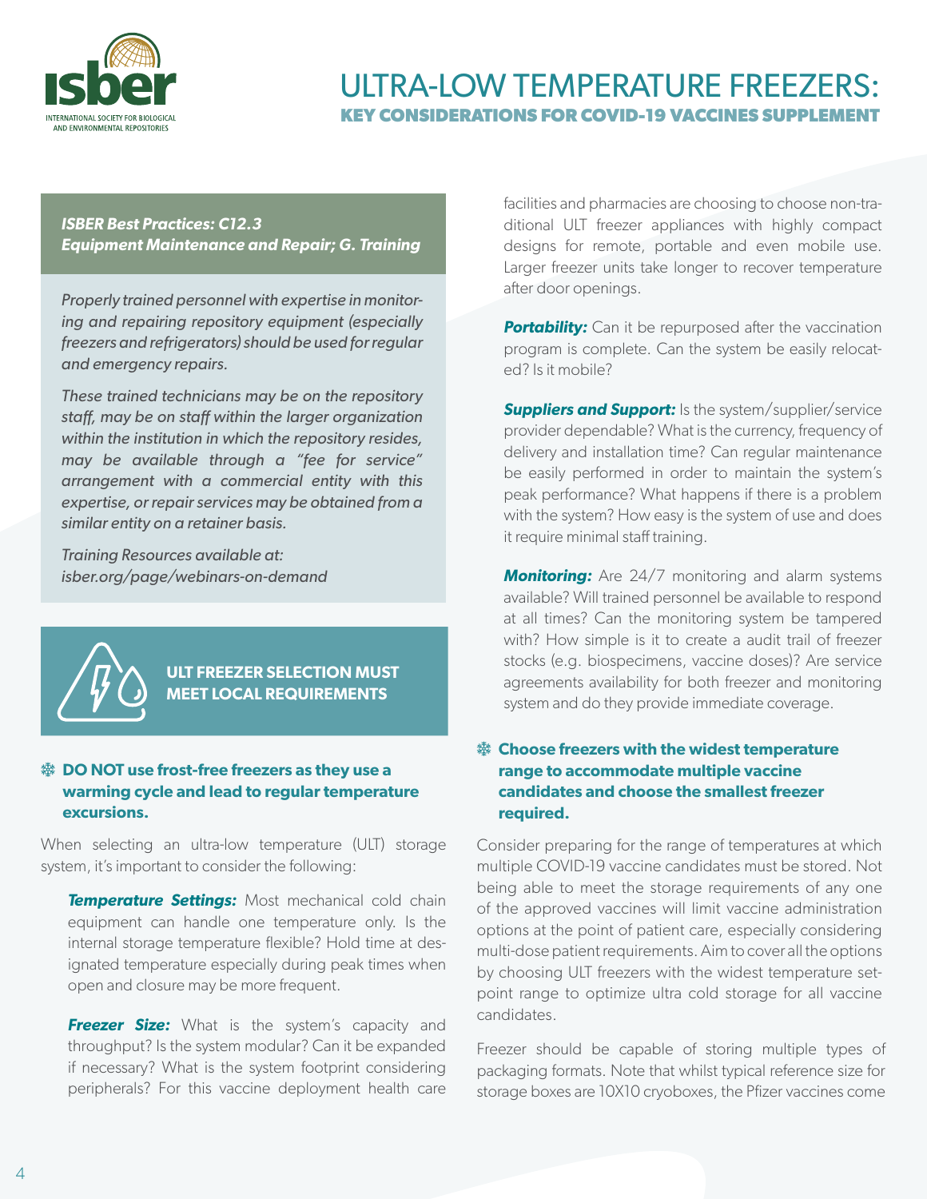# ULTRA-LOW TEMPERATURE FREEZERS:

## KEY CONSIDERATIONS FOR COVID-19 VACCINES SUPPLEMENT

***ISBER Best Practices: C12.3 Equipment Maintenance and Repair; G. Training***

*Properly trained personnel with expertise in monitoring and repairing repository equipment (especially freezers and refrigerators) should be used for regular and emergency repairs.*

*These trained technicians may be on the repository staff, may be on staff within the larger organization within the institution in which the repository resides, may be available through a "fee for service" arrangement with a commercial entity with this expertise, or repair services may be obtained from a similar entity on a retainer basis.*

*Training Resources available at: isber.org/page/webinars-on-demand*

**ULT FREEZER SELECTION MUST MEET LOCAL REQUIREMENTS**

### DO NOT use frost-free freezers as they use a warming cycle and lead to regular temperature excursions.

When selecting an ultra-low temperature (ULT) storage system, it's important to consider the following:

***Temperature Settings:*** Most mechanical cold chain equipment can handle one temperature only. Is the internal storage temperature flexible? Hold time at designated temperature especially during peak times when open and closure may be more frequent.

***Freezer Size:*** What is the system's capacity and throughput? Is the system modular? Can it be expanded if necessary? What is the system footprint considering peripherals? For this vaccine deployment health care facilities and pharmacies are choosing to choose non-traditional ULT freezer appliances with highly compact designs for remote, portable and even mobile use. Larger freezer units take longer to recover temperature after door openings.

***Portability:*** Can it be repurposed after the vaccination program is complete. Can the system be easily relocated? Is it mobile?

***Suppliers and Support:*** Is the system/supplier/service provider dependable? What is the currency, frequency of delivery and installation time? Can regular maintenance be easily performed in order to maintain the system's peak performance? What happens if there is a problem with the system? How easy is the system of use and does it require minimal staff training.

***Monitoring:*** Are 24/7 monitoring and alarm systems available? Will trained personnel be available to respond at all times? Can the monitoring system be tampered with? How simple is it to create a audit trail of freezer stocks (e.g. biospecimens, vaccine doses)? Are service agreements availability for both freezer and monitoring system and do they provide immediate coverage.

### Choose freezers with the widest temperature range to accommodate multiple vaccine candidates and choose the smallest freezer required.

Consider preparing for the range of temperatures at which multiple COVID-19 vaccine candidates must be stored. Not being able to meet the storage requirements of any one of the approved vaccines will limit vaccine administration options at the point of patient care, especially considering multi-dose patient requirements. Aim to cover all the options by choosing ULT freezers with the widest temperature setpoint range to optimize ultra cold storage for all vaccine candidates.

Freezer should be capable of storing multiple types of packaging formats. Note that whilst typical reference size for storage boxes are 10X10 cryoboxes, the Pfizer vaccines come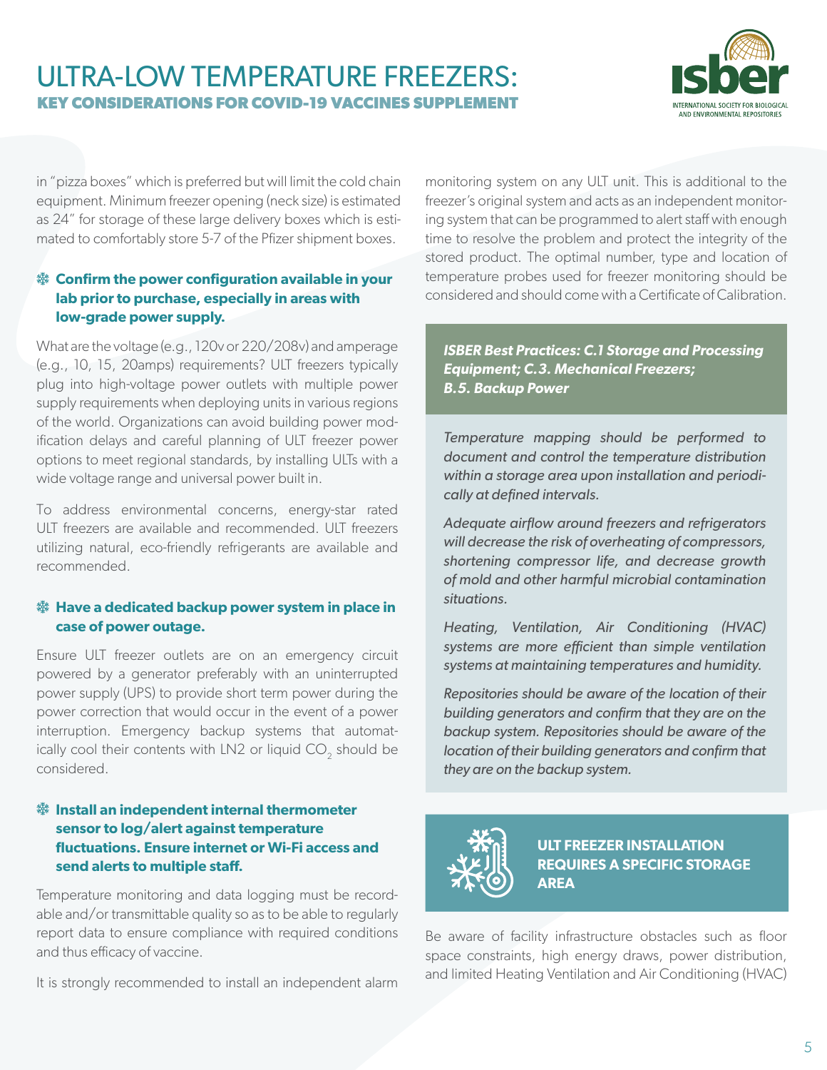in "pizza boxes" which is preferred but will limit the cold chain equipment. Minimum freezer opening (neck size) is estimated as 24" for storage of these large delivery boxes which is estimated to comfortably store 5-7 of the Pfizer shipment boxes.

### ❄ Confirm the power configuration available in your lab prior to purchase, especially in areas with low-grade power supply.

What are the voltage (e.g., 120v or 220/208v) and amperage (e.g., 10, 15, 20amps) requirements? ULT freezers typically plug into high-voltage power outlets with multiple power supply requirements when deploying units in various regions of the world. Organizations can avoid building power modification delays and careful planning of ULT freezer power options to meet regional standards, by installing ULTs with a wide voltage range and universal power built in.

To address environmental concerns, energy-star rated ULT freezers are available and recommended. ULT freezers utilizing natural, eco-friendly refrigerants are available and recommended.

### ❄ Have a dedicated backup power system in place in case of power outage.

Ensure ULT freezer outlets are on an emergency circuit powered by a generator preferably with an uninterrupted power supply (UPS) to provide short term power during the power correction that would occur in the event of a power interruption. Emergency backup systems that automatically cool their contents with LN2 or liquid $CO_2$ should be considered.

### ❄ Install an independent internal thermometer sensor to log/alert against temperature fluctuations. Ensure internet or Wi-Fi access and send alerts to multiple staff.

Temperature monitoring and data logging must be recordable and/or transmittable quality so as to be able to regularly report data to ensure compliance with required conditions and thus efficacy of vaccine.

It is strongly recommended to install an independent alarm monitoring system on any ULT unit. This is additional to the freezer's original system and acts as an independent monitoring system that can be programmed to alert staff with enough time to resolve the problem and protect the integrity of the stored product. The optimal number, type and location of temperature probes used for freezer monitoring should be considered and should come with a Certificate of Calibration.

***ISBER Best Practices: C.1 Storage and Processing Equipment; C.3. Mechanical Freezers; B.5. Backup Power***

*Temperature mapping should be performed to document and control the temperature distribution within a storage area upon installation and periodically at defined intervals.*

*Adequate airflow around freezers and refrigerators will decrease the risk of overheating of compressors, shortening compressor life, and decrease growth of mold and other harmful microbial contamination situations.*

*Heating, Ventilation, Air Conditioning (HVAC) systems are more efficient than simple ventilation systems at maintaining temperatures and humidity.*

*Repositories should be aware of the location of their building generators and confirm that they are on the backup system. Repositories should be aware of the location of their building generators and confirm that they are on the backup system.*

### ULT FREEZER INSTALLATION REQUIRES A SPECIFIC STORAGE AREA

Be aware of facility infrastructure obstacles such as floor space constraints, high energy draws, power distribution, and limited Heating Ventilation and Air Conditioning (HVAC)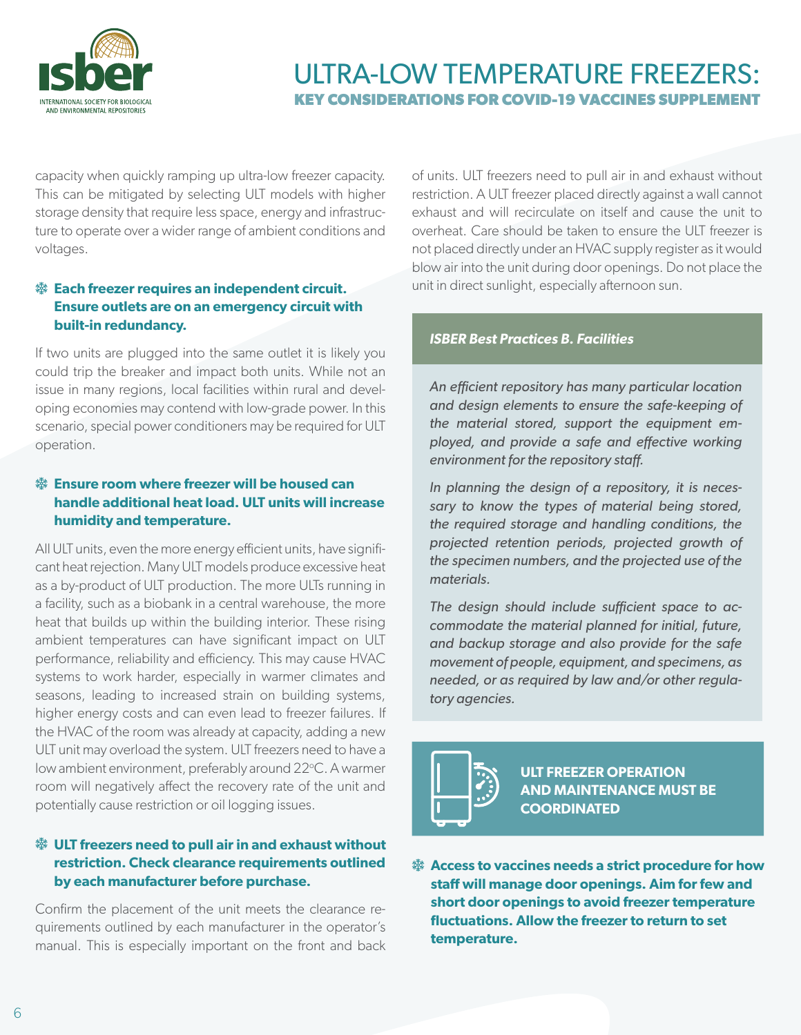capacity when quickly ramping up ultra-low freezer capacity. This can be mitigated by selecting ULT models with higher storage density that require less space, energy and infrastructure to operate over a wider range of ambient conditions and voltages.

**Each freezer requires an independent circuit. Ensure outlets are on an emergency circuit with built-in redundancy.**

If two units are plugged into the same outlet it is likely you could trip the breaker and impact both units. While not an issue in many regions, local facilities within rural and developing economies may contend with low-grade power. In this scenario, special power conditioners may be required for ULT operation.

**Ensure room where freezer will be housed can handle additional heat load. ULT units will increase humidity and temperature.**

All ULT units, even the more energy efficient units, have significant heat rejection. Many ULT models produce excessive heat as a by-product of ULT production. The more ULTs running in a facility, such as a biobank in a central warehouse, the more heat that builds up within the building interior. These rising ambient temperatures can have significant impact on ULT performance, reliability and efficiency. This may cause HVAC systems to work harder, especially in warmer climates and seasons, leading to increased strain on building systems, higher energy costs and can even lead to freezer failures. If the HVAC of the room was already at capacity, adding a new ULT unit may overload the system. ULT freezers need to have a low ambient environment, preferably around 22°C. A warmer room will negatively affect the recovery rate of the unit and potentially cause restriction or oil logging issues.

**ULT freezers need to pull air in and exhaust without restriction. Check clearance requirements outlined by each manufacturer before purchase.**

Confirm the placement of the unit meets the clearance requirements outlined by each manufacturer in the operator's manual. This is especially important on the front and back of units. ULT freezers need to pull air in and exhaust without restriction. A ULT freezer placed directly against a wall cannot exhaust and will recirculate on itself and cause the unit to overheat. Care should be taken to ensure the ULT freezer is not placed directly under an HVAC supply register as it would blow air into the unit during door openings. Do not place the unit in direct sunlight, especially afternoon sun.

***ISBER Best Practices B. Facilities***

*An efficient repository has many particular location and design elements to ensure the safe-keeping of the material stored, support the equipment employed, and provide a safe and effective working environment for the repository staff.*

*In planning the design of a repository, it is necessary to know the types of material being stored, the required storage and handling conditions, the projected retention periods, projected growth of the specimen numbers, and the projected use of the materials.*

*The design should include sufficient space to accommodate the material planned for initial, future, and backup storage and also provide for the safe movement of people, equipment, and specimens, as needed, or as required by law and/or other regulatory agencies.*

## ULT FREEZER OPERATION AND MAINTENANCE MUST BE COORDINATED

**Access to vaccines needs a strict procedure for how staff will manage door openings. Aim for few and short door openings to avoid freezer temperature fluctuations. Allow the freezer to return to set temperature.**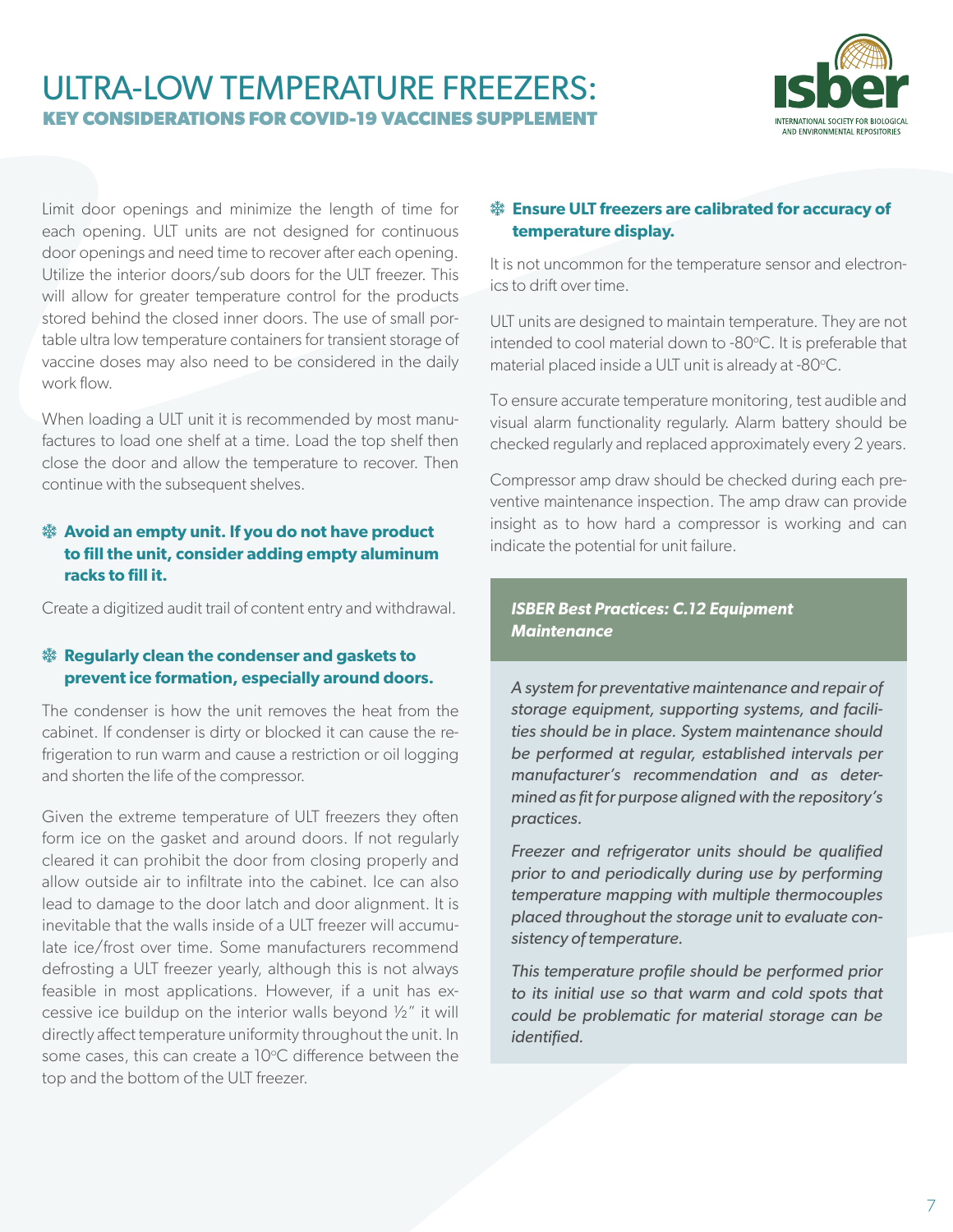Limit door openings and minimize the length of time for each opening. ULT units are not designed for continuous door openings and need time to recover after each opening. Utilize the interior doors/sub doors for the ULT freezer. This will allow for greater temperature control for the products stored behind the closed inner doors. The use of small portable ultra low temperature containers for transient storage of vaccine doses may also need to be considered in the daily work flow.

When loading a ULT unit it is recommended by most manufactures to load one shelf at a time. Load the top shelf then close the door and allow the temperature to recover. Then continue with the subsequent shelves.

### ❄ Avoid an empty unit. If you do not have product to fill the unit, consider adding empty aluminum racks to fill it.

Create a digitized audit trail of content entry and withdrawal.

### ❄ Regularly clean the condenser and gaskets to prevent ice formation, especially around doors.

The condenser is how the unit removes the heat from the cabinet. If condenser is dirty or blocked it can cause the refrigeration to run warm and cause a restriction or oil logging and shorten the life of the compressor.

Given the extreme temperature of ULT freezers they often form ice on the gasket and around doors. If not regularly cleared it can prohibit the door from closing properly and allow outside air to infiltrate into the cabinet. Ice can also lead to damage to the door latch and door alignment. It is inevitable that the walls inside of a ULT freezer will accumulate ice/frost over time. Some manufacturers recommend defrosting a ULT freezer yearly, although this is not always feasible in most applications. However, if a unit has excessive ice buildup on the interior walls beyond ½" it will directly affect temperature uniformity throughout the unit. In some cases, this can create a 10°C difference between the top and the bottom of the ULT freezer.

### ❄ Ensure ULT freezers are calibrated for accuracy of temperature display.

It is not uncommon for the temperature sensor and electronics to drift over time.

ULT units are designed to maintain temperature. They are not intended to cool material down to -80°C. It is preferable that material placed inside a ULT unit is already at -80°C.

To ensure accurate temperature monitoring, test audible and visual alarm functionality regularly. Alarm battery should be checked regularly and replaced approximately every 2 years.

Compressor amp draw should be checked during each preventive maintenance inspection. The amp draw can provide insight as to how hard a compressor is working and can indicate the potential for unit failure.

> ***ISBER Best Practices: C.12 Equipment Maintenance***
>
> *A system for preventative maintenance and repair of storage equipment, supporting systems, and facilities should be in place. System maintenance should be performed at regular, established intervals per manufacturer's recommendation and as determined as fit for purpose aligned with the repository's practices.*
>
> *Freezer and refrigerator units should be qualified prior to and periodically during use by performing temperature mapping with multiple thermocouples placed throughout the storage unit to evaluate consistency of temperature.*
>
> *This temperature profile should be performed prior to its initial use so that warm and cold spots that could be problematic for material storage can be identified.*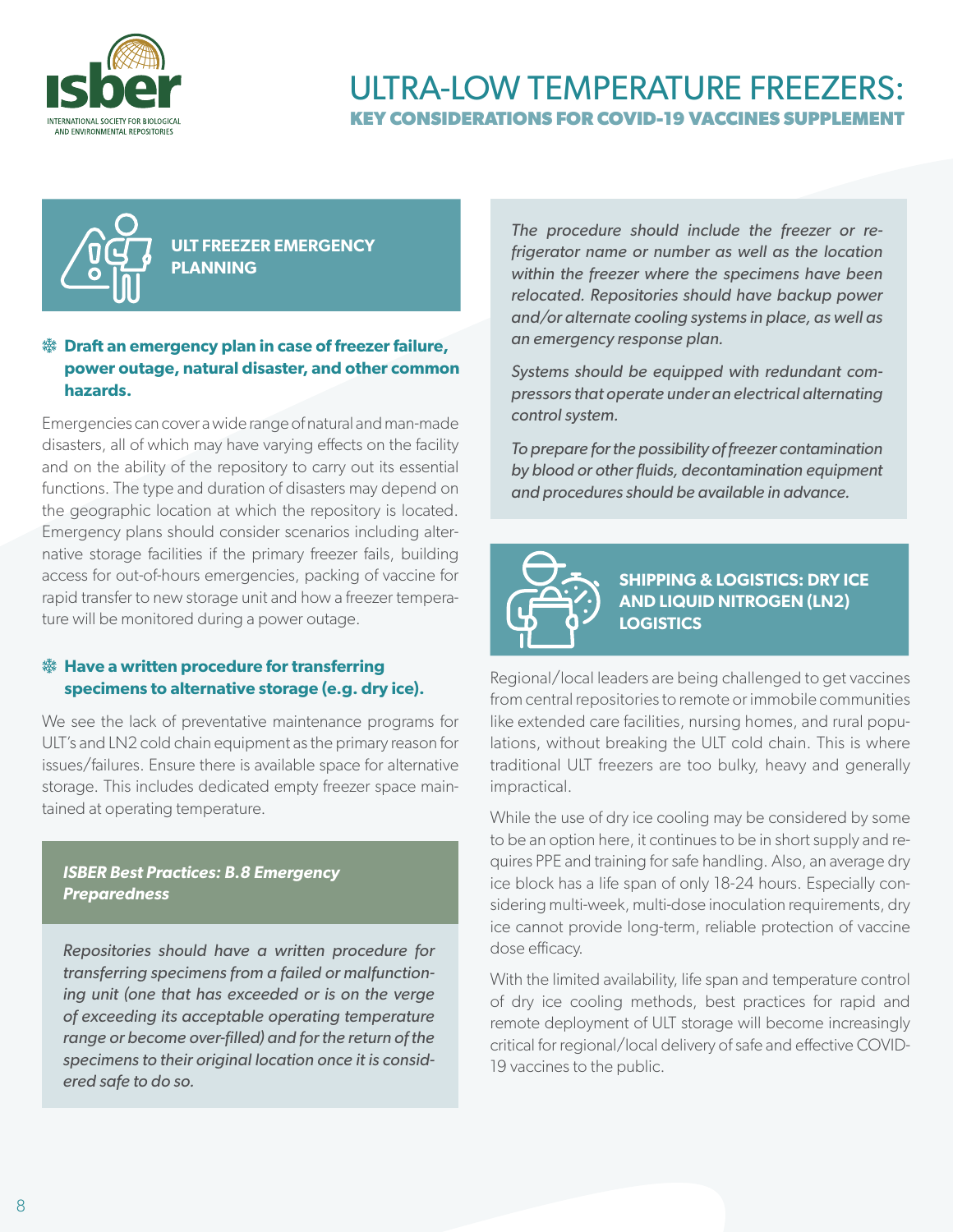## ULT FREEZER EMERGENCY PLANNING

**Draft an emergency plan in case of freezer failure, power outage, natural disaster, and other common hazards.**

Emergencies can cover a wide range of natural and man-made disasters, all of which may have varying effects on the facility and on the ability of the repository to carry out its essential functions. The type and duration of disasters may depend on the geographic location at which the repository is located. Emergency plans should consider scenarios including alternative storage facilities if the primary freezer fails, building access for out-of-hours emergencies, packing of vaccine for rapid transfer to new storage unit and how a freezer temperature will be monitored during a power outage.

**Have a written procedure for transferring specimens to alternative storage (e.g. dry ice).**

We see the lack of preventative maintenance programs for ULT's and LN2 cold chain equipment as the primary reason for issues/failures. Ensure there is available space for alternative storage. This includes dedicated empty freezer space maintained at operating temperature.

***ISBER Best Practices: B.8 Emergency Preparedness***

*Repositories should have a written procedure for transferring specimens from a failed or malfunctioning unit (one that has exceeded or is on the verge of exceeding its acceptable operating temperature range or become over-filled) and for the return of the specimens to their original location once it is considered safe to do so.*

*The procedure should include the freezer or refrigerator name or number as well as the location within the freezer where the specimens have been relocated. Repositories should have backup power and/or alternate cooling systems in place, as well as an emergency response plan.*

*Systems should be equipped with redundant compressors that operate under an electrical alternating control system.*

*To prepare for the possibility of freezer contamination by blood or other fluids, decontamination equipment and procedures should be available in advance.*

## SHIPPING & LOGISTICS: DRY ICE AND LIQUID NITROGEN (LN2) LOGISTICS

Regional/local leaders are being challenged to get vaccines from central repositories to remote or immobile communities like extended care facilities, nursing homes, and rural populations, without breaking the ULT cold chain. This is where traditional ULT freezers are too bulky, heavy and generally impractical.

While the use of dry ice cooling may be considered by some to be an option here, it continues to be in short supply and requires PPE and training for safe handling. Also, an average dry ice block has a life span of only 18-24 hours. Especially considering multi-week, multi-dose inoculation requirements, dry ice cannot provide long-term, reliable protection of vaccine dose efficacy.

With the limited availability, life span and temperature control of dry ice cooling methods, best practices for rapid and remote deployment of ULT storage will become increasingly critical for regional/local delivery of safe and effective COVID-19 vaccines to the public.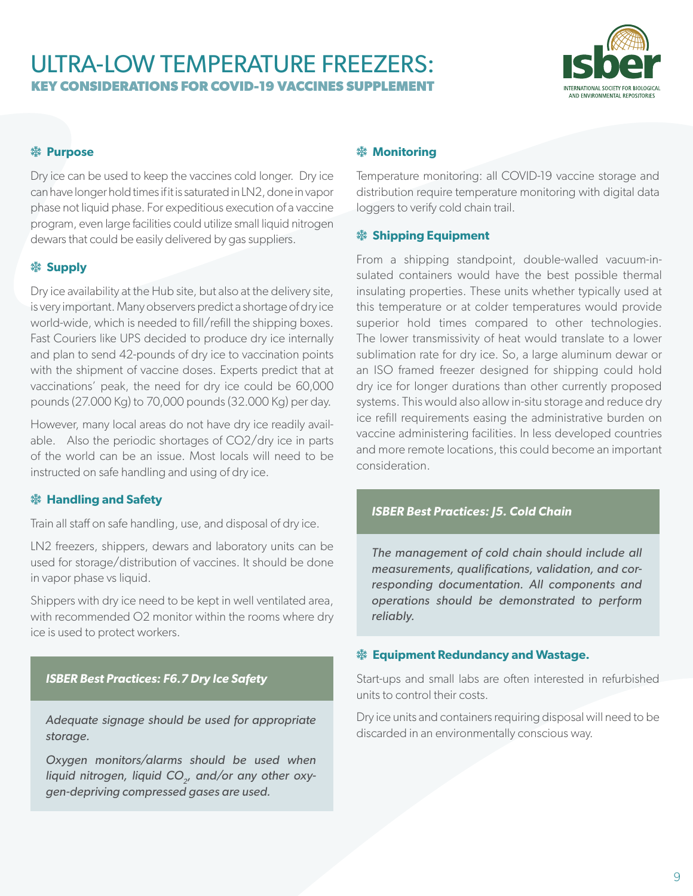# ULTRA-LOW TEMPERATURE FREEZERS:
## KEY CONSIDERATIONS FOR COVID-19 VACCINES SUPPLEMENT

### Purpose

Dry ice can be used to keep the vaccines cold longer. Dry ice can have longer hold times if it is saturated in LN2, done in vapor phase not liquid phase. For expeditious execution of a vaccine program, even large facilities could utilize small liquid nitrogen dewars that could be easily delivered by gas suppliers.

### Supply

Dry ice availability at the Hub site, but also at the delivery site, is very important. Many observers predict a shortage of dry ice world-wide, which is needed to fill/refill the shipping boxes. Fast Couriers like UPS decided to produce dry ice internally and plan to send 42-pounds of dry ice to vaccination points with the shipment of vaccine doses. Experts predict that at vaccinations' peak, the need for dry ice could be 60,000 pounds (27.000 Kg) to 70,000 pounds (32.000 Kg) per day.

However, many local areas do not have dry ice readily available. Also the periodic shortages of CO2/dry ice in parts of the world can be an issue. Most locals will need to be instructed on safe handling and using of dry ice.

### Handling and Safety

Train all staff on safe handling, use, and disposal of dry ice.

LN2 freezers, shippers, dewars and laboratory units can be used for storage/distribution of vaccines. It should be done in vapor phase vs liquid.

Shippers with dry ice need to be kept in well ventilated area, with recommended O2 monitor within the rooms where dry ice is used to protect workers.

> ***ISBER Best Practices: F6.7 Dry Ice Safety***
>
> *Adequate signage should be used for appropriate storage.*
>
> *Oxygen monitors/alarms should be used when liquid nitrogen, liquid $CO_2$, and/or any other oxygen-depriving compressed gases are used.*

### Monitoring

Temperature monitoring: all COVID-19 vaccine storage and distribution require temperature monitoring with digital data loggers to verify cold chain trail.

### Shipping Equipment

From a shipping standpoint, double-walled vacuum-insulated containers would have the best possible thermal insulating properties. These units whether typically used at this temperature or at colder temperatures would provide superior hold times compared to other technologies. The lower transmissivity of heat would translate to a lower sublimation rate for dry ice. So, a large aluminum dewar or an ISO framed freezer designed for shipping could hold dry ice for longer durations than other currently proposed systems. This would also allow in-situ storage and reduce dry ice refill requirements easing the administrative burden on vaccine administering facilities. In less developed countries and more remote locations, this could become an important consideration.

> ***ISBER Best Practices: J5. Cold Chain***
>
> *The management of cold chain should include all measurements, qualifications, validation, and corresponding documentation. All components and operations should be demonstrated to perform reliably.*

### Equipment Redundancy and Wastage.

Start-ups and small labs are often interested in refurbished units to control their costs.

Dry ice units and containers requiring disposal will need to be discarded in an environmentally conscious way.